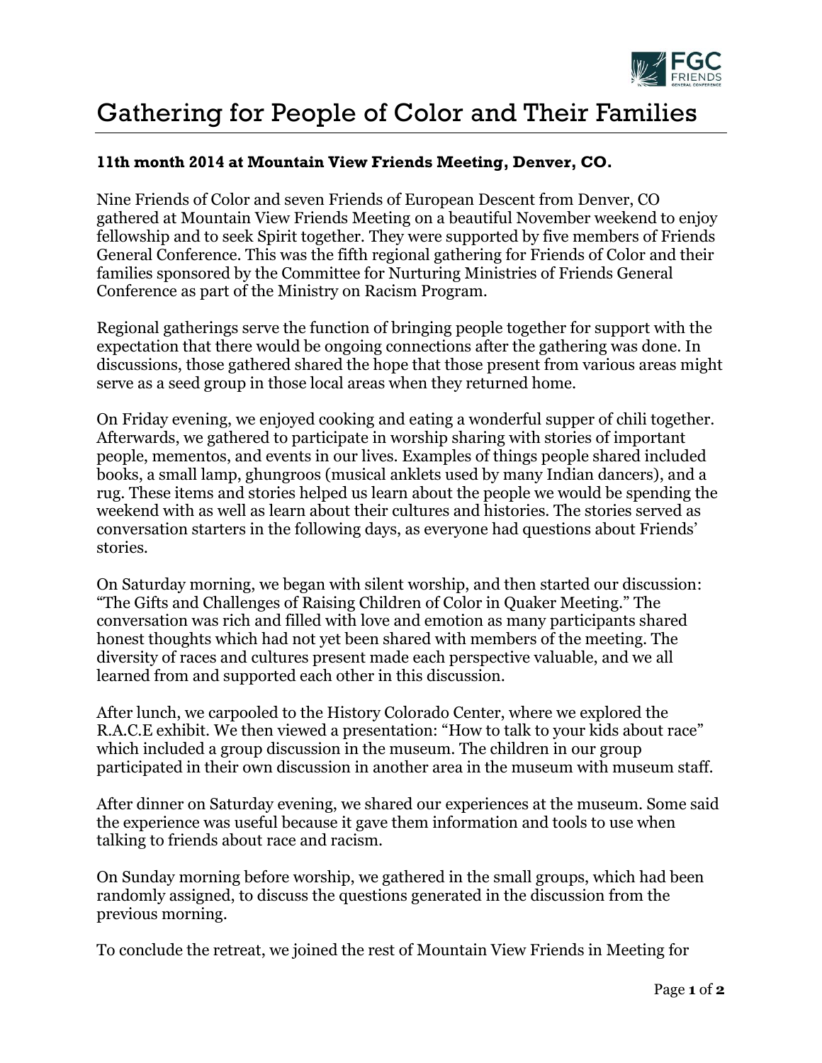# Gathering for People of Color and Their Families

**11th month 2014 at Mountain View Friends Meeting, Denver, CO.**

Nine Friends of Color and seven Friends of European Descent from Denver, CO gathered at Mountain View Friends Meeting on a beautiful November weekend to enjoy fellowship and to seek Spirit together. They were supported by five members of Friends General Conference. This was the fifth regional gathering for Friends of Color and their families sponsored by the Committee for Nurturing Ministries of Friends General Conference as part of the Ministry on Racism Program.

Regional gatherings serve the function of bringing people together for support with the expectation that there would be ongoing connections after the gathering was done. In discussions, those gathered shared the hope that those present from various areas might serve as a seed group in those local areas when they returned home.

On Friday evening, we enjoyed cooking and eating a wonderful supper of chili together. Afterwards, we gathered to participate in worship sharing with stories of important people, mementos, and events in our lives. Examples of things people shared included books, a small lamp, ghungroos (musical anklets used by many Indian dancers), and a rug. These items and stories helped us learn about the people we would be spending the weekend with as well as learn about their cultures and histories. The stories served as conversation starters in the following days, as everyone had questions about Friends' stories.

On Saturday morning, we began with silent worship, and then started our discussion: "The Gifts and Challenges of Raising Children of Color in Quaker Meeting." The conversation was rich and filled with love and emotion as many participants shared honest thoughts which had not yet been shared with members of the meeting. The diversity of races and cultures present made each perspective valuable, and we all learned from and supported each other in this discussion.

After lunch, we carpooled to the History Colorado Center, where we explored the R.A.C.E exhibit. We then viewed a presentation: "How to talk to your kids about race" which included a group discussion in the museum. The children in our group participated in their own discussion in another area in the museum with museum staff.

After dinner on Saturday evening, we shared our experiences at the museum. Some said the experience was useful because it gave them information and tools to use when talking to friends about race and racism.

On Sunday morning before worship, we gathered in the small groups, which had been randomly assigned, to discuss the questions generated in the discussion from the previous morning.

To conclude the retreat, we joined the rest of Mountain View Friends in Meeting for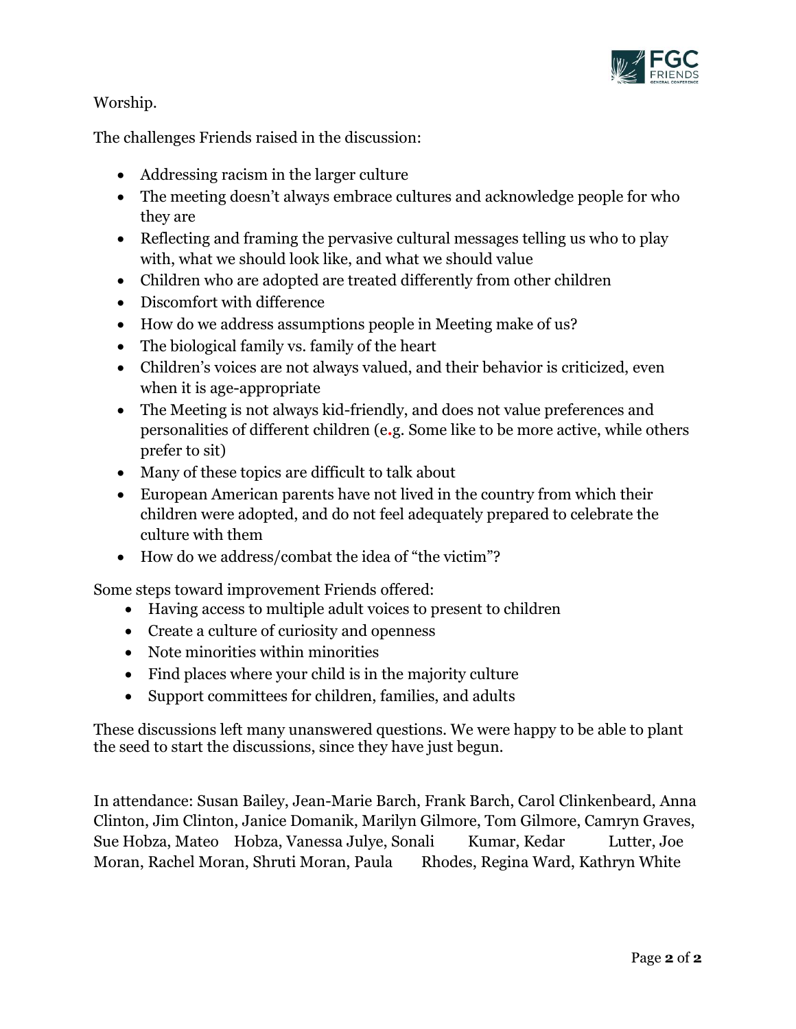Worship.

The challenges Friends raised in the discussion:

- Addressing racism in the larger culture
- The meeting doesn't always embrace cultures and acknowledge people for who they are
- Reflecting and framing the pervasive cultural messages telling us who to play with, what we should look like, and what we should value
- Children who are adopted are treated differently from other children
- Discomfort with difference
- How do we address assumptions people in Meeting make of us?
- The biological family vs. family of the heart
- Children's voices are not always valued, and their behavior is criticized, even when it is age-appropriate
- The Meeting is not always kid-friendly, and does not value preferences and personalities of different children (e.g. Some like to be more active, while others prefer to sit)
- Many of these topics are difficult to talk about
- European American parents have not lived in the country from which their children were adopted, and do not feel adequately prepared to celebrate the culture with them
- How do we address/combat the idea of "the victim"?

Some steps toward improvement Friends offered:

- Having access to multiple adult voices to present to children
- Create a culture of curiosity and openness
- Note minorities within minorities
- Find places where your child is in the majority culture
- Support committees for children, families, and adults

These discussions left many unanswered questions. We were happy to be able to plant the seed to start the discussions, since they have just begun.

In attendance: Susan Bailey, Jean-Marie Barch, Frank Barch, Carol Clinkenbeard, Anna Clinton, Jim Clinton, Janice Domanik, Marilyn Gilmore, Tom Gilmore, Camryn Graves, Sue Hobza, Mateo Hobza, Vanessa Julye, Sonali Kumar, Kedar Lutter, Joe Moran, Rachel Moran, Shruti Moran, Paula Rhodes, Regina Ward, Kathryn White